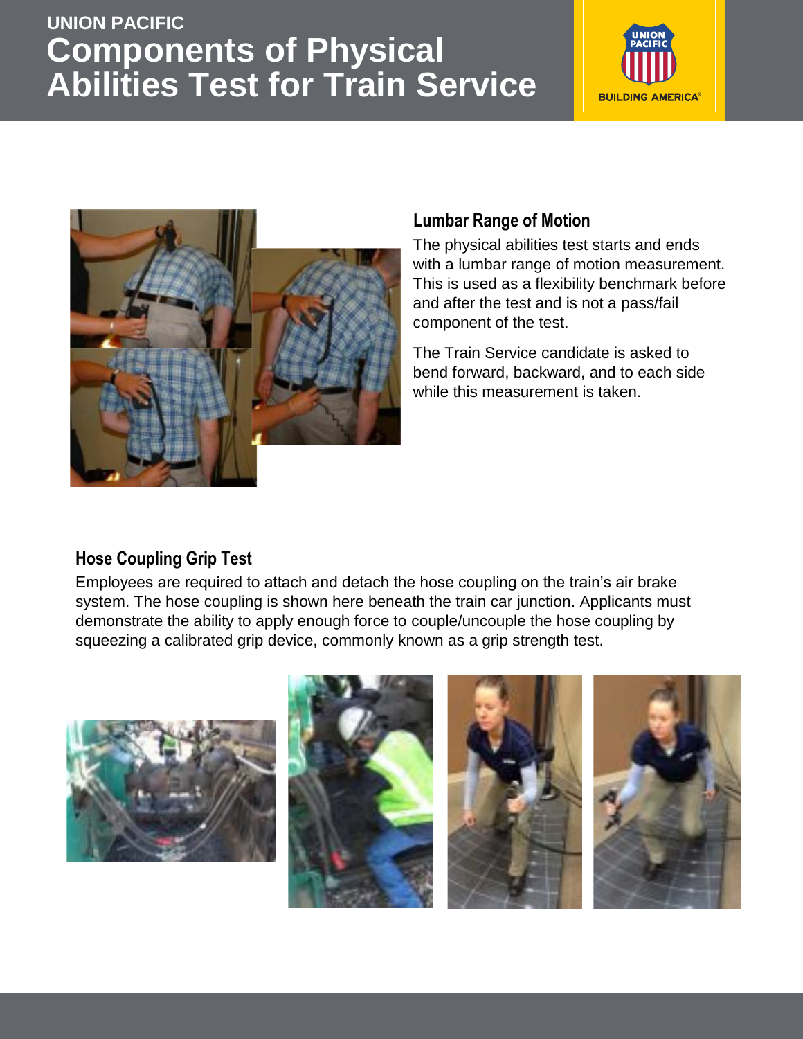UNION PACIFIC

# Components of Physical Abilities Test for Train Service

## Lumbar Range of Motion

The physical abilities test starts and ends with a lumbar range of motion measurement. This is used as a flexibility benchmark before and after the test and is not a pass/fail component of the test.

The Train Service candidate is asked to bend forward, backward, and to each side while this measurement is taken.

## Hose Coupling Grip Test

Employees are required to attach and detach the hose coupling on the train's air brake system. The hose coupling is shown here beneath the train car junction. Applicants must demonstrate the ability to apply enough force to couple/uncouple the hose coupling by squeezing a calibrated grip device, commonly known as a grip strength test.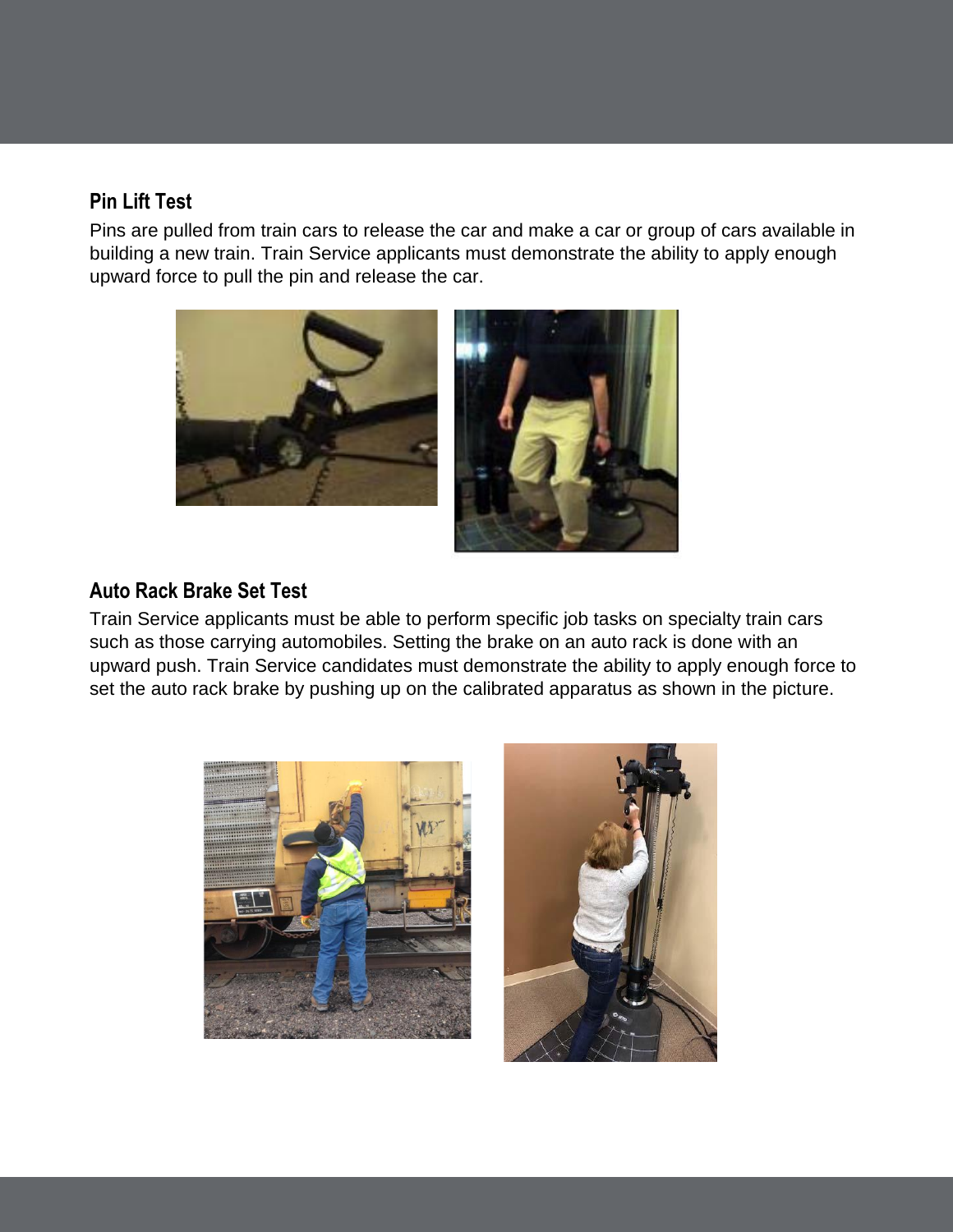## Pin Lift Test

Pins are pulled from train cars to release the car and make a car or group of cars available in building a new train. Train Service applicants must demonstrate the ability to apply enough upward force to pull the pin and release the car.

## Auto Rack Brake Set Test

Train Service applicants must be able to perform specific job tasks on specialty train cars such as those carrying automobiles. Setting the brake on an auto rack is done with an upward push. Train Service candidates must demonstrate the ability to apply enough force to set the auto rack brake by pushing up on the calibrated apparatus as shown in the picture.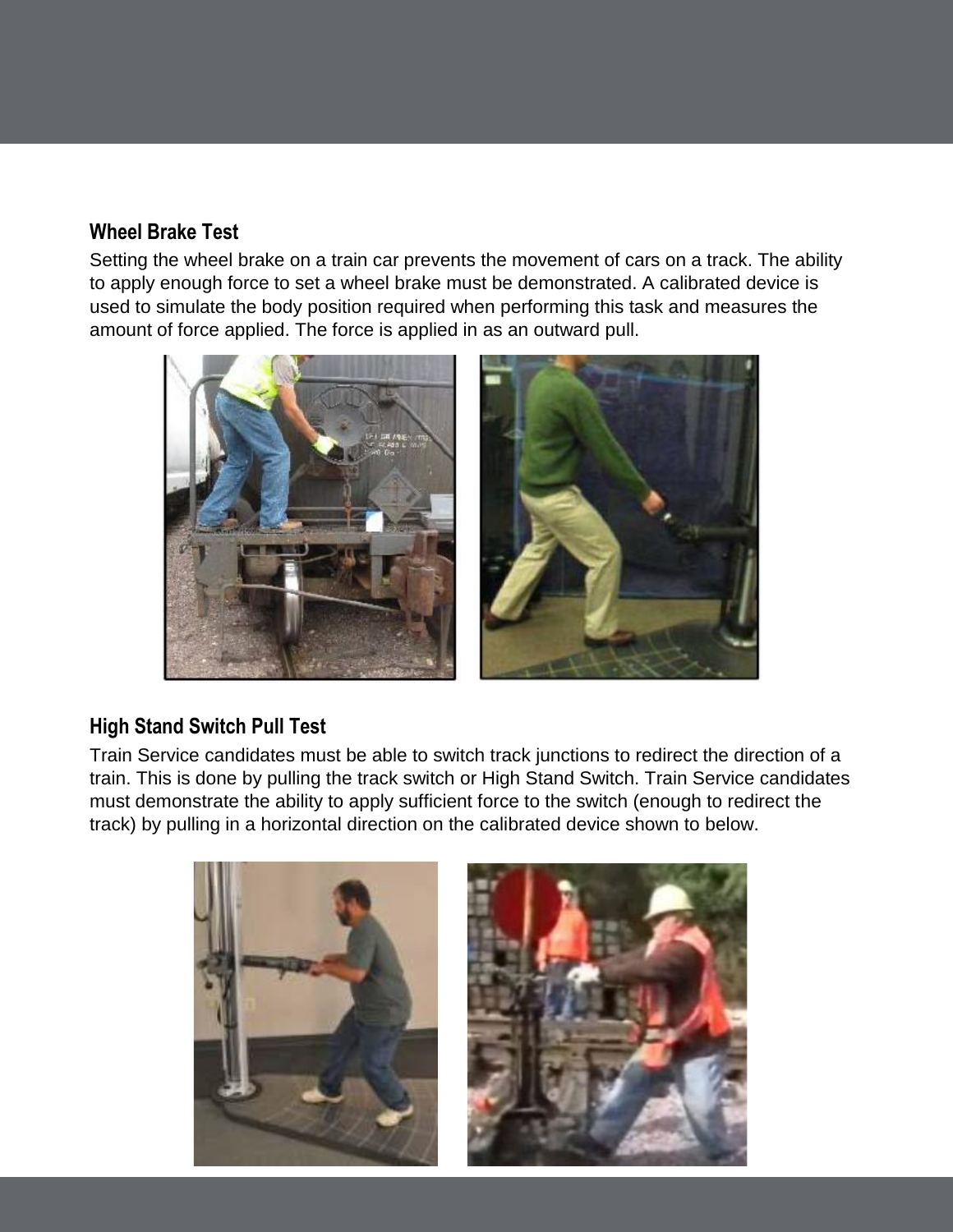### Wheel Brake Test

Setting the wheel brake on a train car prevents the movement of cars on a track. The ability to apply enough force to set a wheel brake must be demonstrated. A calibrated device is used to simulate the body position required when performing this task and measures the amount of force applied. The force is applied in as an outward pull.

### High Stand Switch Pull Test

Train Service candidates must be able to switch track junctions to redirect the direction of a train. This is done by pulling the track switch or High Stand Switch. Train Service candidates must demonstrate the ability to apply sufficient force to the switch (enough to redirect the track) by pulling in a horizontal direction on the calibrated device shown to below.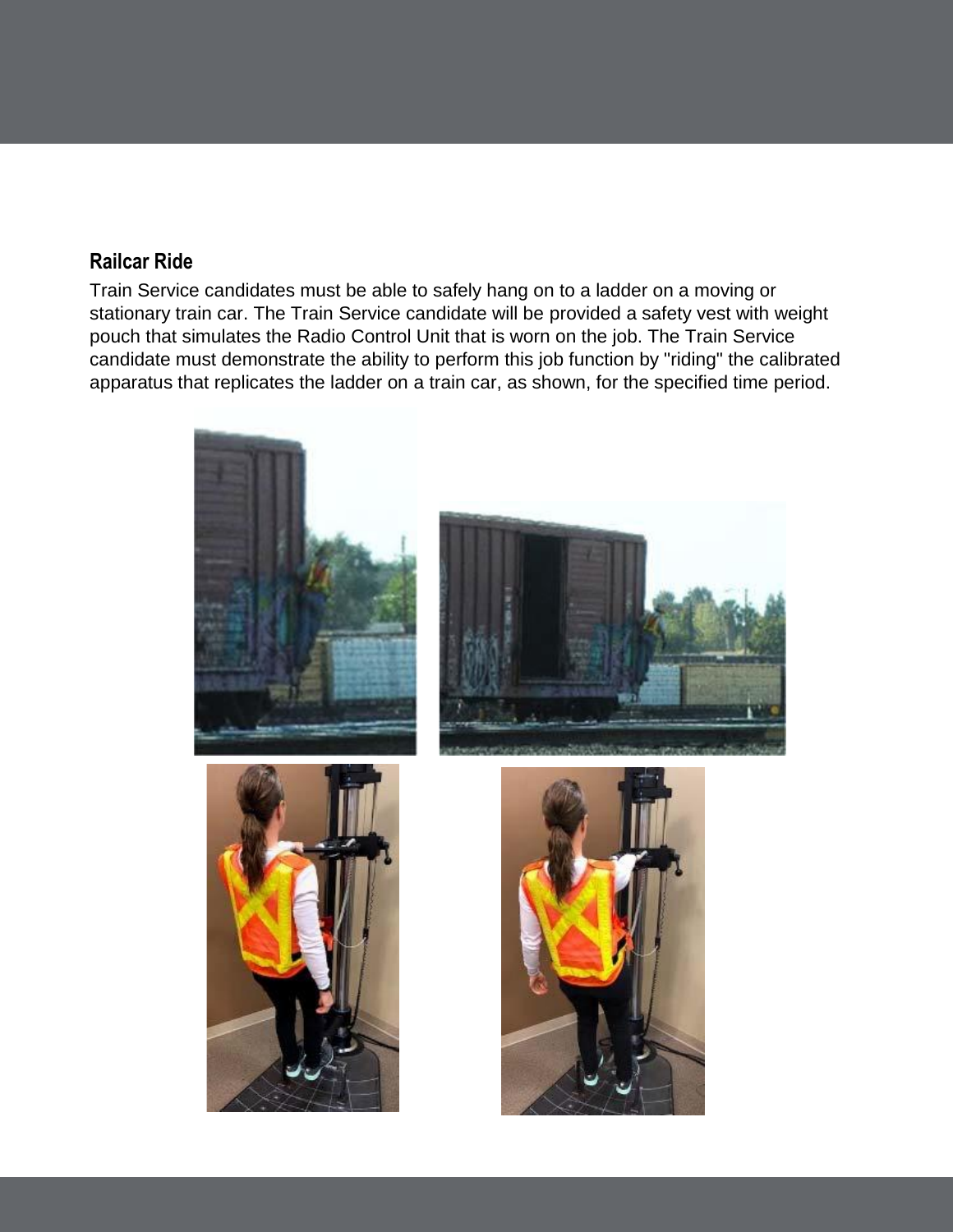## Railcar Ride

Train Service candidates must be able to safely hang on to a ladder on a moving or stationary train car. The Train Service candidate will be provided a safety vest with weight pouch that simulates the Radio Control Unit that is worn on the job. The Train Service candidate must demonstrate the ability to perform this job function by "riding" the calibrated apparatus that replicates the ladder on a train car, as shown, for the specified time period.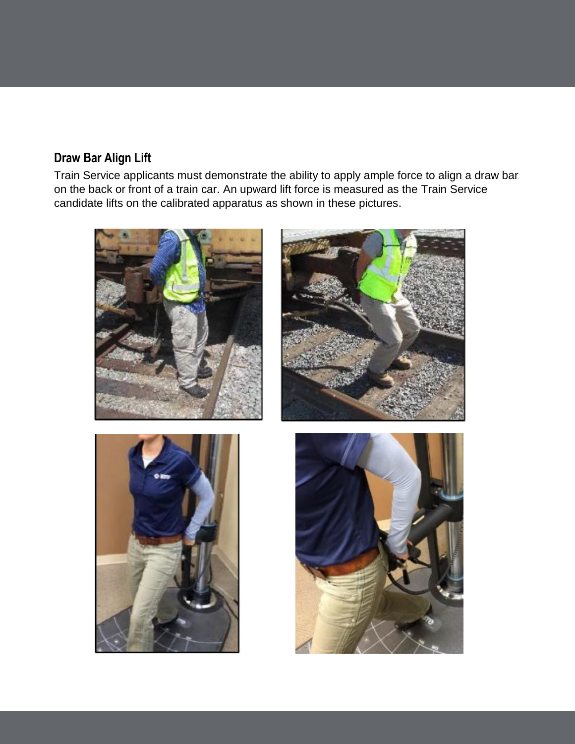## Draw Bar Align Lift

Train Service applicants must demonstrate the ability to apply ample force to align a draw bar on the back or front of a train car. An upward lift force is measured as the Train Service candidate lifts on the calibrated apparatus as shown in these pictures.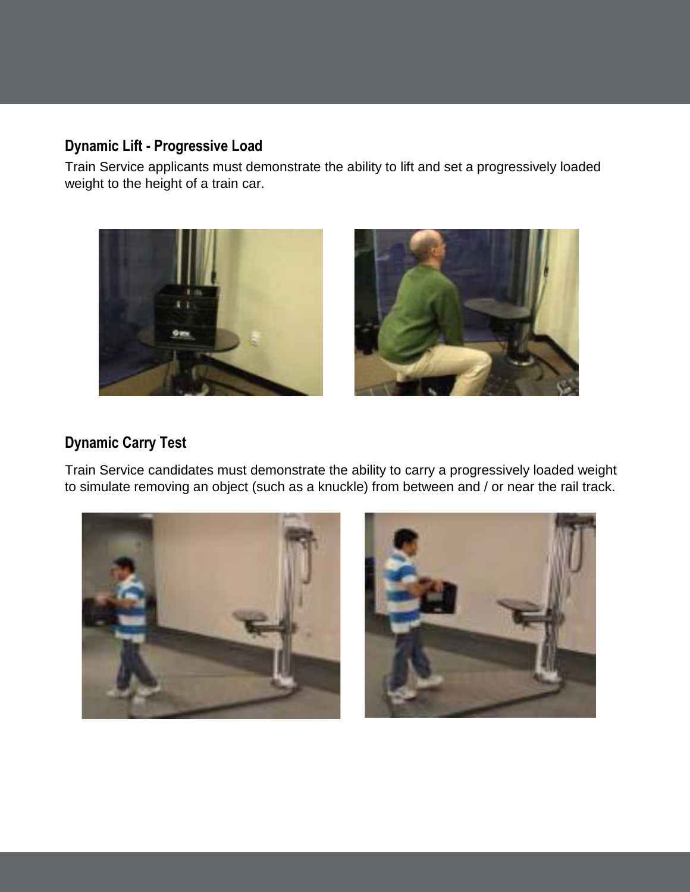## Dynamic Lift - Progressive Load

Train Service applicants must demonstrate the ability to lift and set a progressively loaded weight to the height of a train car.

## Dynamic Carry Test

Train Service candidates must demonstrate the ability to carry a progressively loaded weight to simulate removing an object (such as a knuckle) from between and / or near the rail track.